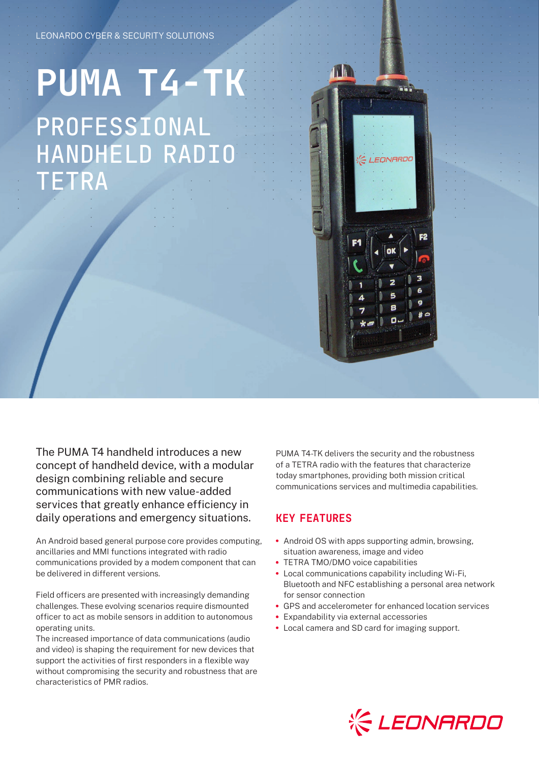LEONARDO CYBER & SECURITY SOLUTIONS

# PUMA T4-TK

## PROFESSIONAL HANDHELD RADIO TETRA

The PUMA T4 handheld introduces a new concept of handheld device, with a modular design combining reliable and secure communications with new value-added services that greatly enhance efficiency in daily operations and emergency situations.

An Android based general purpose core provides computing, ancillaries and MMI functions integrated with radio communications provided by a modem component that can be delivered in different versions.

Field officers are presented with increasingly demanding challenges. These evolving scenarios require dismounted officer to act as mobile sensors in addition to autonomous operating units.
The increased importance of data communications (audio and video) is shaping the requirement for new devices that support the activities of first responders in a flexible way without compromising the security and robustness that are characteristics of PMR radios.

PUMA T4-TK delivers the security and the robustness of a TETRA radio with the features that characterize today smartphones, providing both mission critical communications services and multimedia capabilities.

### KEY FEATURES

- Android OS with apps supporting admin, browsing, situation awareness, image and video
- TETRA TMO/DMO voice capabilities
- Local communications capability including Wi-Fi, Bluetooth and NFC establishing a personal area network for sensor connection
- GPS and accelerometer for enhanced location services
- Expandability via external accessories
- Local camera and SD card for imaging support.

LEONARDO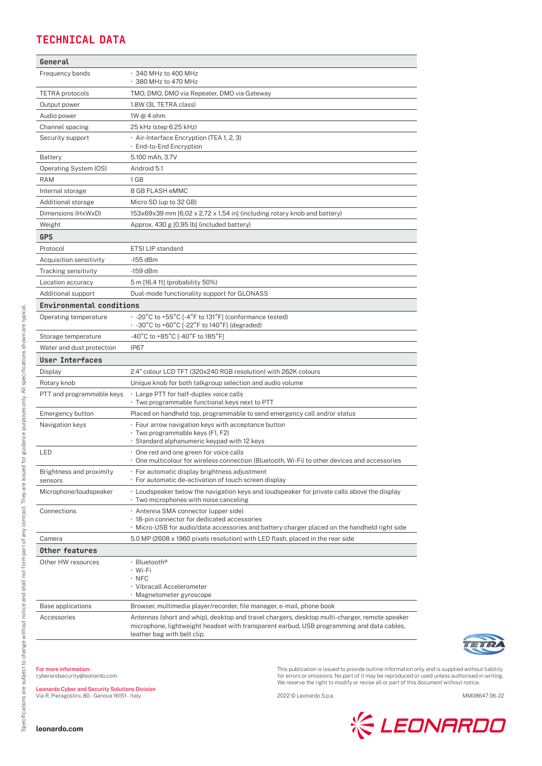# TECHNICAL DATA

| | |
|---|---|
| **General** | |
| Frequency bands | • 340 MHz to 400 MHz<br>• 380 MHz to 470 MHz |
| TETRA protocols | TMO, DMO, DMO via Repeater, DMO via Gateway |
| Output power | 1.8W (3L TETRA class) |
| Audio power | 1W @ 4 ohm |
| Channel spacing | 25 kHz (step 6.25 kHz) |
| Security support | • Air-Interface Encryption (TEA 1, 2, 3)<br>• End-to-End Encryption |
| Battery | 5.100 mAh, 3.7V |
| Operating System (OS) | Android 5.1 |
| RAM | 1 GB |
| Internal storage | 8 GB FLASH eMMC |
| Additional storage | Micro SD (up to 32 GB) |
| Dimensions (HxWxD) | 153x69x39 mm [6,02 x 2,72 x 1,54 in] (including rotary knob and battery) |
| Weight | Approx. 430 g [0,95 lb] (included battery) |
| **GPS** | |
| Protocol | ETSI LIP standard |
| Acquisition sensitivity | -155 dBm |
| Tracking sensitivity | -159 dBm |
| Location accuracy | 5 m [16,4 ft] (probability 50%) |
| Additional support | Dual-mode functionality support for GLONASS |
| **Environmental conditions** | |
| Operating temperature | • -20°C to +55°C [-4°F to 131°F] (conformance tested)<br>• -30°C to +60°C [-22°F to 140°F] (degraded) |
| Storage temperature | -40°C to +85°C [-40°F to 185°F] |
| Water and dust protection | IP67 |
| **User Interfaces** | |
| Display | 2.4" colour LCD TFT (320x240 RGB resolution) with 262K colours |
| Rotary knob | Unique knob for both talkgroup selection and audio volume |
| PTT and programmable keys | • Large PTT for half-duplex voice calls<br>• Two programmable functional keys next to PTT |
| Emergency button | Placed on handheld top, programmable to send emergency call and/or status |
| Navigation keys | • Four arrow navigation keys with acceptance button<br>• Two programmable keys (F1, F2)<br>• Standard alphanumeric keypad with 12 keys |
| LED | • One red and one green for voice calls<br>• One multicolour for wireless connection (Bluetooth, Wi-Fi) to other devices and accessories |
| Brightness and proximity sensors | • For automatic display brightness adjustment<br>• For automatic de-activation of touch screen display |
| Microphone/loudspeaker | • Loudspeaker below the navigation keys and loudspeaker for private calls above the display<br>• Two microphones with noise canceling |
| Connections | • Antenna SMA connector (upper side)<br>• 18-pin connector for dedicated accessories<br>• Micro-USB for audio/data accessories and battery charger placed on the handheld right side |
| Camera | 5.0 MP (2608 x 1960 pixels resolution) with LED flash, placed in the rear side |
| **Other features** | |
| Other HW resources | • Bluetooth®<br>• Wi-Fi<br>• NFC<br>• Vibracall Accelerometer<br>• Magnetometer gyroscope |
| Base applications | Browser, multimedia player/recorder, file manager, e-mail, phone book |
| Accessories | Antennas (short and whip), desktop and travel chargers, desktop multi-charger, remote speaker microphone, lightweight headset with transparent earbud, USB programming and data cables, leather bag with belt clip. |

TETRA

For more information:
cyberandsecurity@leonardo.com

Leonardo Cyber and Security Solutions Division
Via R. Pieragostini, 80 - Genova 16151 - Italy

This publication is issued to provide outline information only and is supplied without liability for errors or omissions. No part of it may be reproduced or used unless authorised in writing. We reserve the right to modify or revise all or part of this document without notice.

2022 © Leonardo S.p.a.

MM08647 06-22

Specifications are subject to change without notice and shall not form part of any contract. They are issued for guidance purposes only. All specifications shown are typical.

leonardo.com

LEONARDO